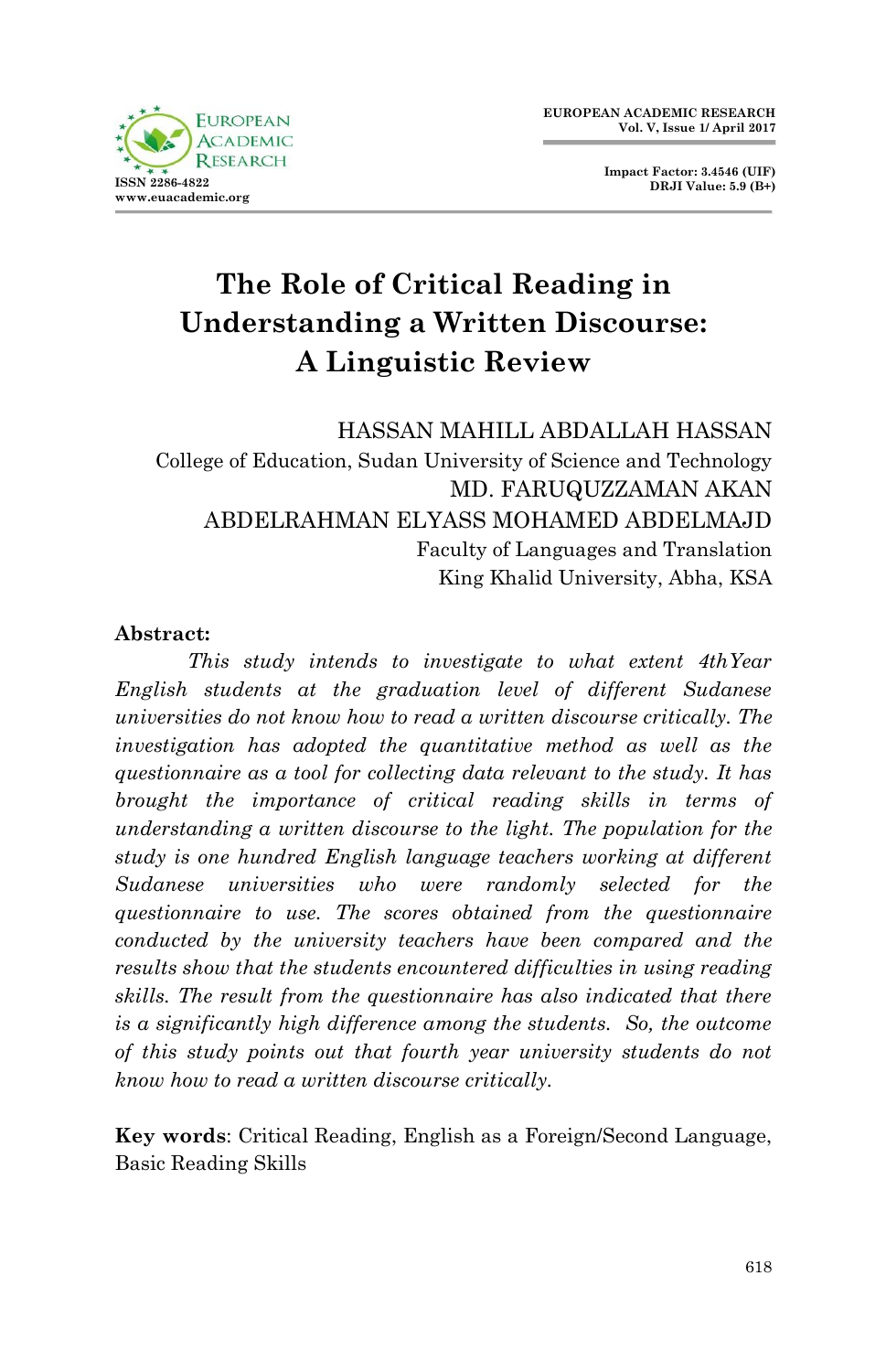# The Role of Critical Reading in Understanding a Written Discourse: A Linguistic Review

HASSAN MAHILL ABDALLAH HASSAN
College of Education, Sudan University of Science and Technology
MD. FARUQUZZAMAN AKAN
ABDELRAHMAN ELYASS MOHAMED ABDELMAJD
Faculty of Languages and Translation
King Khalid University, Abha, KSA

**Abstract:**

*This study intends to investigate to what extent 4thYear English students at the graduation level of different Sudanese universities do not know how to read a written discourse critically. The investigation has adopted the quantitative method as well as the questionnaire as a tool for collecting data relevant to the study. It has brought the importance of critical reading skills in terms of understanding a written discourse to the light. The population for the study is one hundred English language teachers working at different Sudanese universities who were randomly selected for the questionnaire to use. The scores obtained from the questionnaire conducted by the university teachers have been compared and the results show that the students encountered difficulties in using reading skills. The result from the questionnaire has also indicated that there is a significantly high difference among the students. So, the outcome of this study points out that fourth year university students do not know how to read a written discourse critically.*

**Key words**: Critical Reading, English as a Foreign/Second Language, Basic Reading Skills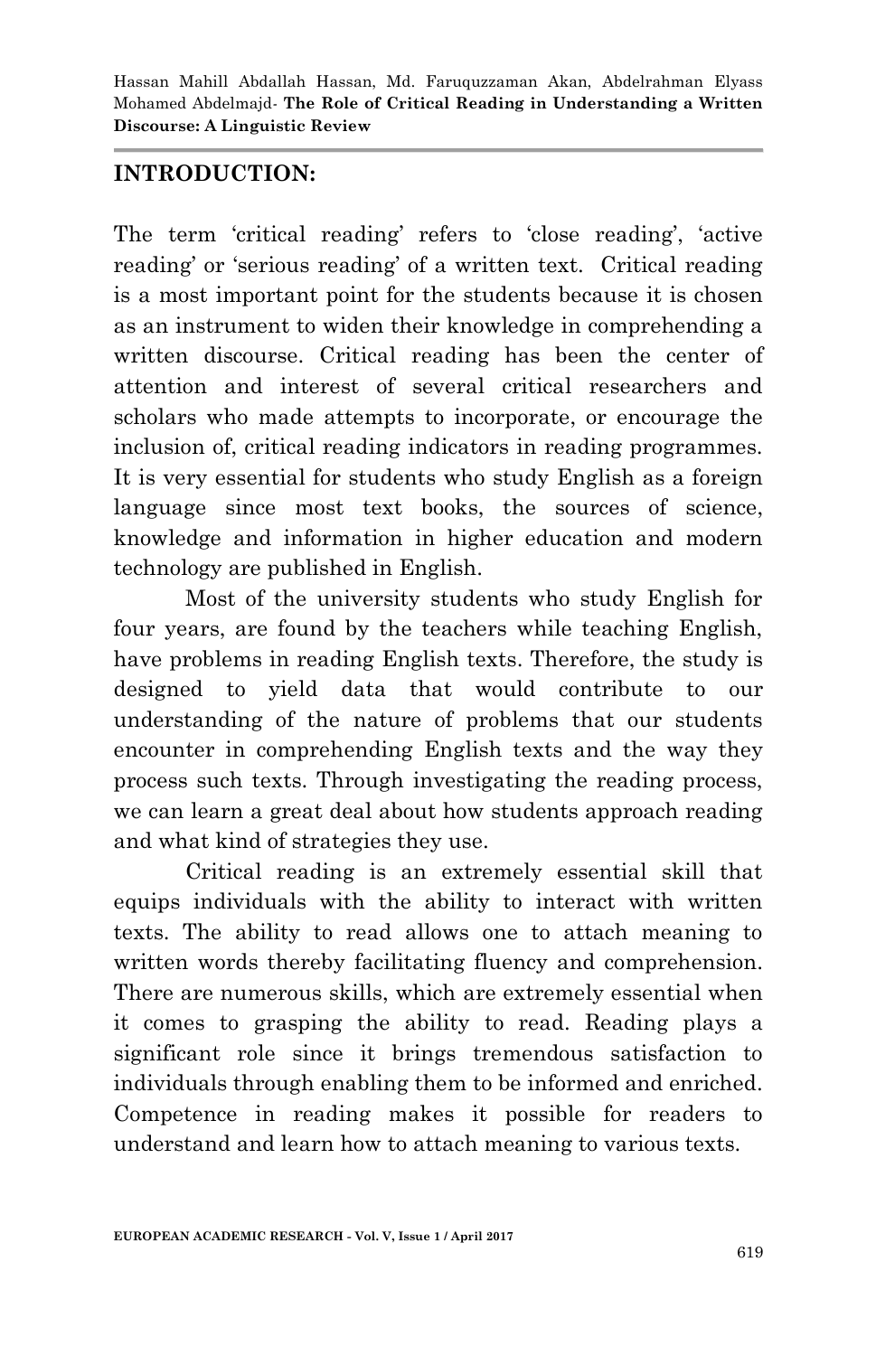## INTRODUCTION:

The term 'critical reading' refers to 'close reading', 'active reading' or 'serious reading' of a written text. Critical reading is a most important point for the students because it is chosen as an instrument to widen their knowledge in comprehending a written discourse. Critical reading has been the center of attention and interest of several critical researchers and scholars who made attempts to incorporate, or encourage the inclusion of, critical reading indicators in reading programmes. It is very essential for students who study English as a foreign language since most text books, the sources of science, knowledge and information in higher education and modern technology are published in English.

Most of the university students who study English for four years, are found by the teachers while teaching English, have problems in reading English texts. Therefore, the study is designed to yield data that would contribute to our understanding of the nature of problems that our students encounter in comprehending English texts and the way they process such texts. Through investigating the reading process, we can learn a great deal about how students approach reading and what kind of strategies they use.

Critical reading is an extremely essential skill that equips individuals with the ability to interact with written texts. The ability to read allows one to attach meaning to written words thereby facilitating fluency and comprehension. There are numerous skills, which are extremely essential when it comes to grasping the ability to read. Reading plays a significant role since it brings tremendous satisfaction to individuals through enabling them to be informed and enriched. Competence in reading makes it possible for readers to understand and learn how to attach meaning to various texts.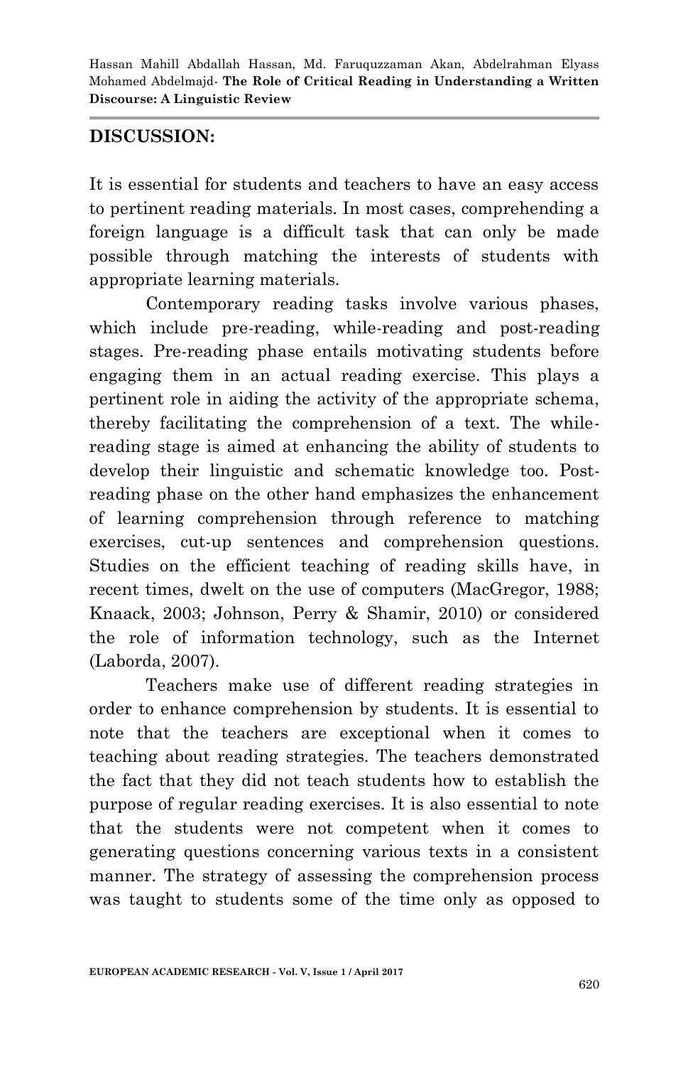## DISCUSSION:

It is essential for students and teachers to have an easy access to pertinent reading materials. In most cases, comprehending a foreign language is a difficult task that can only be made possible through matching the interests of students with appropriate learning materials.

Contemporary reading tasks involve various phases, which include pre-reading, while-reading and post-reading stages. Pre-reading phase entails motivating students before engaging them in an actual reading exercise. This plays a pertinent role in aiding the activity of the appropriate schema, thereby facilitating the comprehension of a text. The while-reading stage is aimed at enhancing the ability of students to develop their linguistic and schematic knowledge too. Post-reading phase on the other hand emphasizes the enhancement of learning comprehension through reference to matching exercises, cut-up sentences and comprehension questions. Studies on the efficient teaching of reading skills have, in recent times, dwelt on the use of computers (MacGregor, 1988; Knaack, 2003; Johnson, Perry & Shamir, 2010) or considered the role of information technology, such as the Internet (Laborda, 2007).

Teachers make use of different reading strategies in order to enhance comprehension by students. It is essential to note that the teachers are exceptional when it comes to teaching about reading strategies. The teachers demonstrated the fact that they did not teach students how to establish the purpose of regular reading exercises. It is also essential to note that the students were not competent when it comes to generating questions concerning various texts in a consistent manner. The strategy of assessing the comprehension process was taught to students some of the time only as opposed to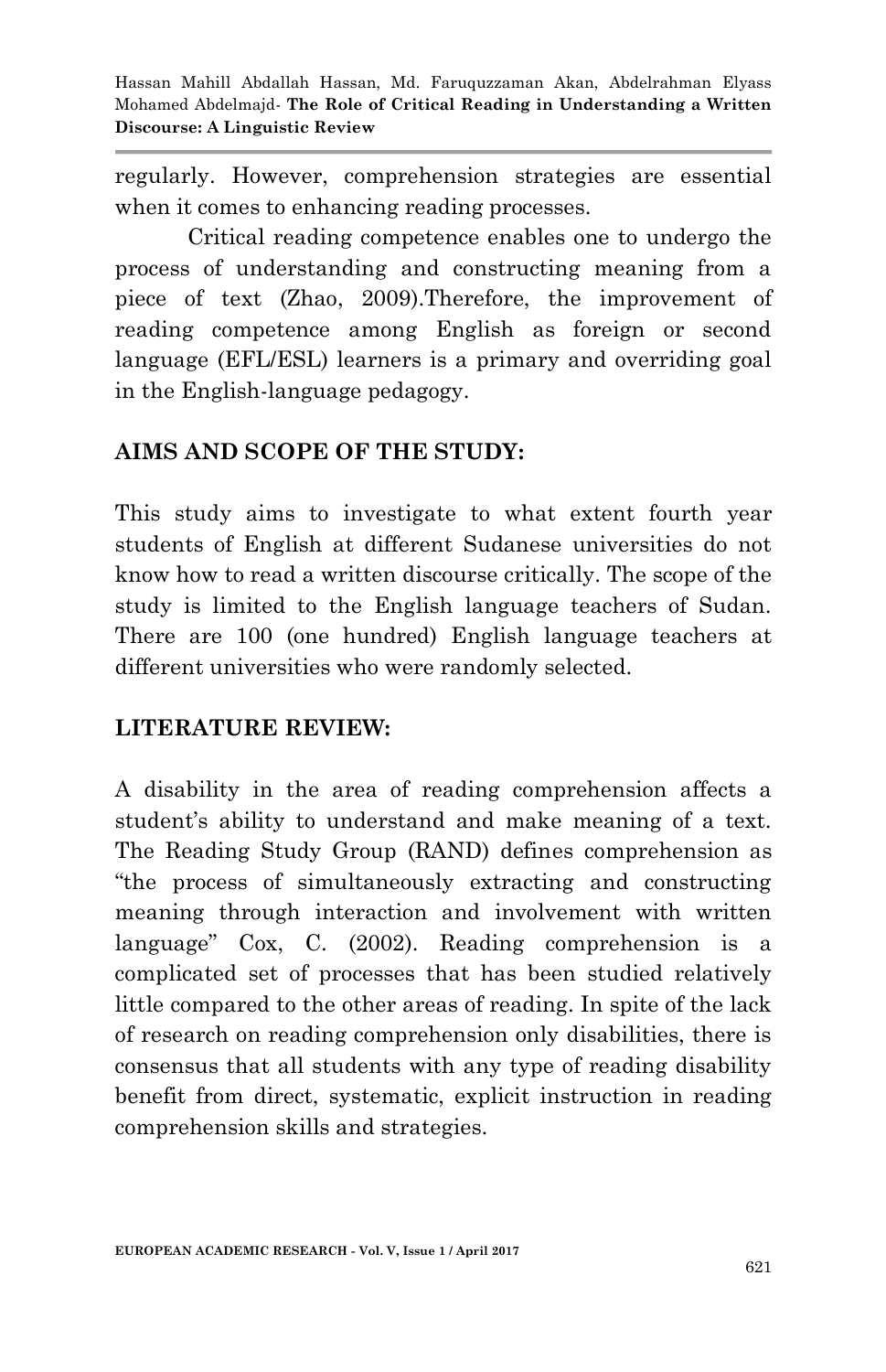regularly. However, comprehension strategies are essential when it comes to enhancing reading processes.

Critical reading competence enables one to undergo the process of understanding and constructing meaning from a piece of text (Zhao, 2009).Therefore, the improvement of reading competence among English as foreign or second language (EFL/ESL) learners is a primary and overriding goal in the English-language pedagogy.

## AIMS AND SCOPE OF THE STUDY:

This study aims to investigate to what extent fourth year students of English at different Sudanese universities do not know how to read a written discourse critically. The scope of the study is limited to the English language teachers of Sudan. There are 100 (one hundred) English language teachers at different universities who were randomly selected.

## LITERATURE REVIEW:

A disability in the area of reading comprehension affects a student's ability to understand and make meaning of a text. The Reading Study Group (RAND) defines comprehension as "the process of simultaneously extracting and constructing meaning through interaction and involvement with written language" Cox, C. (2002). Reading comprehension is a complicated set of processes that has been studied relatively little compared to the other areas of reading. In spite of the lack of research on reading comprehension only disabilities, there is consensus that all students with any type of reading disability benefit from direct, systematic, explicit instruction in reading comprehension skills and strategies.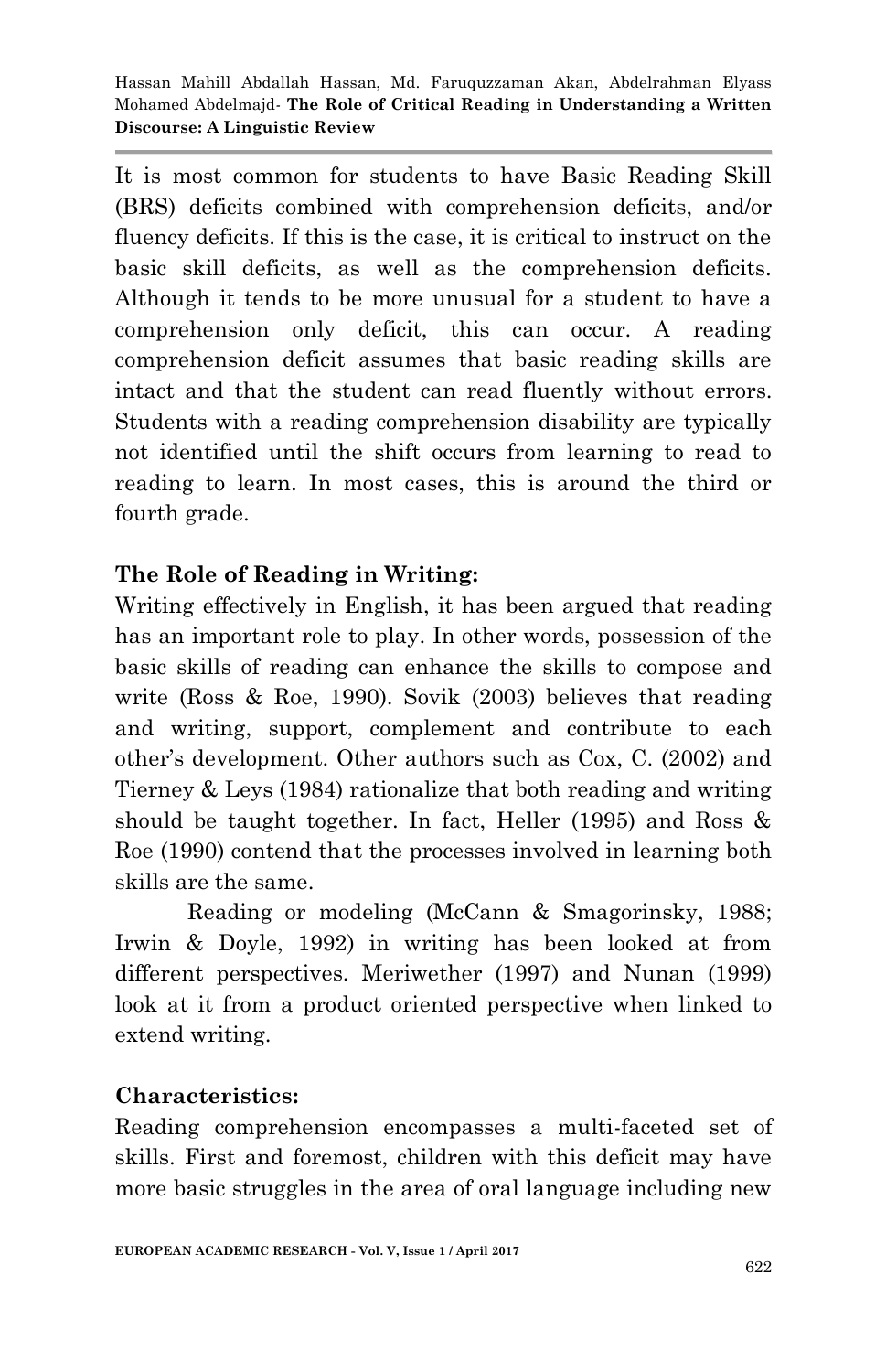It is most common for students to have Basic Reading Skill (BRS) deficits combined with comprehension deficits, and/or fluency deficits. If this is the case, it is critical to instruct on the basic skill deficits, as well as the comprehension deficits. Although it tends to be more unusual for a student to have a comprehension only deficit, this can occur. A reading comprehension deficit assumes that basic reading skills are intact and that the student can read fluently without errors. Students with a reading comprehension disability are typically not identified until the shift occurs from learning to read to reading to learn. In most cases, this is around the third or fourth grade.

**The Role of Reading in Writing:**

Writing effectively in English, it has been argued that reading has an important role to play. In other words, possession of the basic skills of reading can enhance the skills to compose and write (Ross & Roe, 1990). Sovik (2003) believes that reading and writing, support, complement and contribute to each other's development. Other authors such as Cox, C. (2002) and Tierney & Leys (1984) rationalize that both reading and writing should be taught together. In fact, Heller (1995) and Ross & Roe (1990) contend that the processes involved in learning both skills are the same.

Reading or modeling (McCann & Smagorinsky, 1988; Irwin & Doyle, 1992) in writing has been looked at from different perspectives. Meriwether (1997) and Nunan (1999) look at it from a product oriented perspective when linked to extend writing.

**Characteristics:**

Reading comprehension encompasses a multi-faceted set of skills. First and foremost, children with this deficit may have more basic struggles in the area of oral language including new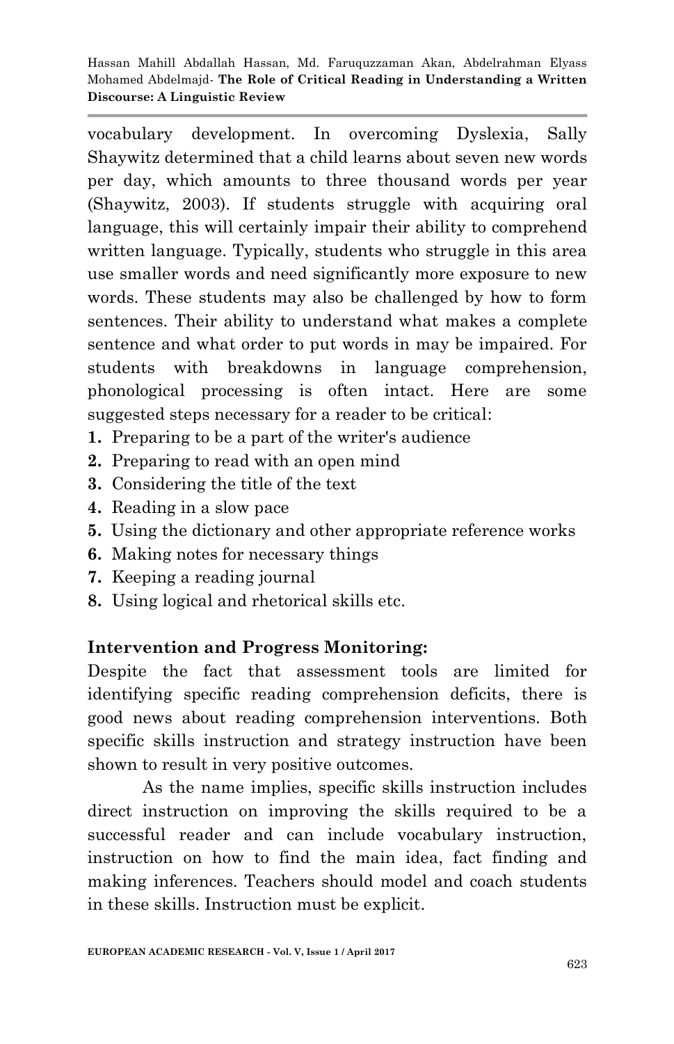vocabulary development. In overcoming Dyslexia, Sally Shaywitz determined that a child learns about seven new words per day, which amounts to three thousand words per year (Shaywitz, 2003). If students struggle with acquiring oral language, this will certainly impair their ability to comprehend written language. Typically, students who struggle in this area use smaller words and need significantly more exposure to new words. These students may also be challenged by how to form sentences. Their ability to understand what makes a complete sentence and what order to put words in may be impaired. For students with breakdowns in language comprehension, phonological processing is often intact. Here are some suggested steps necessary for a reader to be critical:

1. Preparing to be a part of the writer's audience
2. Preparing to read with an open mind
3. Considering the title of the text
4. Reading in a slow pace
5. Using the dictionary and other appropriate reference works
6. Making notes for necessary things
7. Keeping a reading journal
8. Using logical and rhetorical skills etc.

## Intervention and Progress Monitoring:

Despite the fact that assessment tools are limited for identifying specific reading comprehension deficits, there is good news about reading comprehension interventions. Both specific skills instruction and strategy instruction have been shown to result in very positive outcomes.

As the name implies, specific skills instruction includes direct instruction on improving the skills required to be a successful reader and can include vocabulary instruction, instruction on how to find the main idea, fact finding and making inferences. Teachers should model and coach students in these skills. Instruction must be explicit.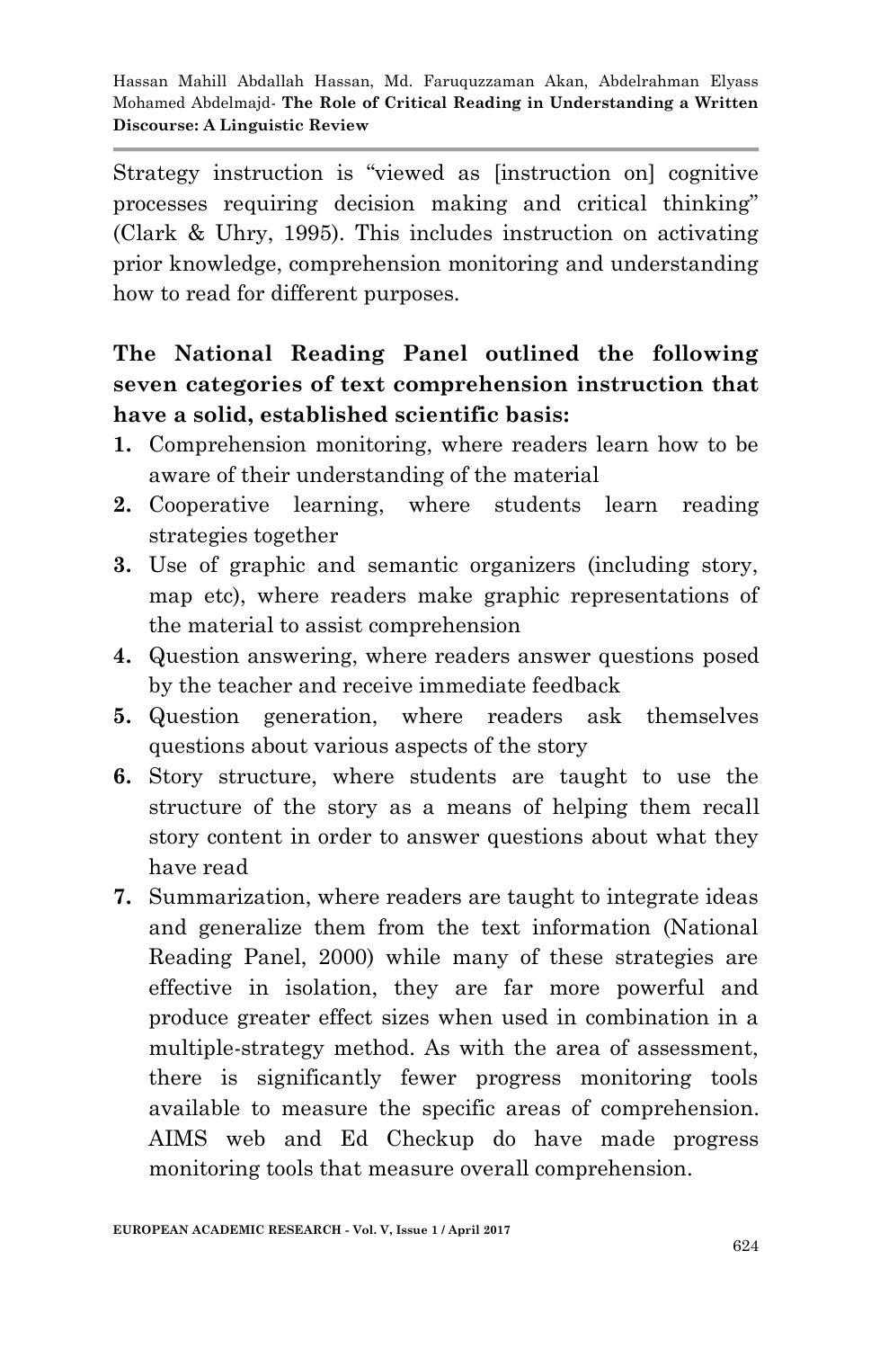Strategy instruction is "viewed as [instruction on] cognitive processes requiring decision making and critical thinking" (Clark & Uhry, 1995). This includes instruction on activating prior knowledge, comprehension monitoring and understanding how to read for different purposes.

**The National Reading Panel outlined the following seven categories of text comprehension instruction that have a solid, established scientific basis:**

1. Comprehension monitoring, where readers learn how to be aware of their understanding of the material
2. Cooperative learning, where students learn reading strategies together
3. Use of graphic and semantic organizers (including story, map etc), where readers make graphic representations of the material to assist comprehension
4. Question answering, where readers answer questions posed by the teacher and receive immediate feedback
5. Question generation, where readers ask themselves questions about various aspects of the story
6. Story structure, where students are taught to use the structure of the story as a means of helping them recall story content in order to answer questions about what they have read
7. Summarization, where readers are taught to integrate ideas and generalize them from the text information (National Reading Panel, 2000) while many of these strategies are effective in isolation, they are far more powerful and produce greater effect sizes when used in combination in a multiple-strategy method. As with the area of assessment, there is significantly fewer progress monitoring tools available to measure the specific areas of comprehension. AIMS web and Ed Checkup do have made progress monitoring tools that measure overall comprehension.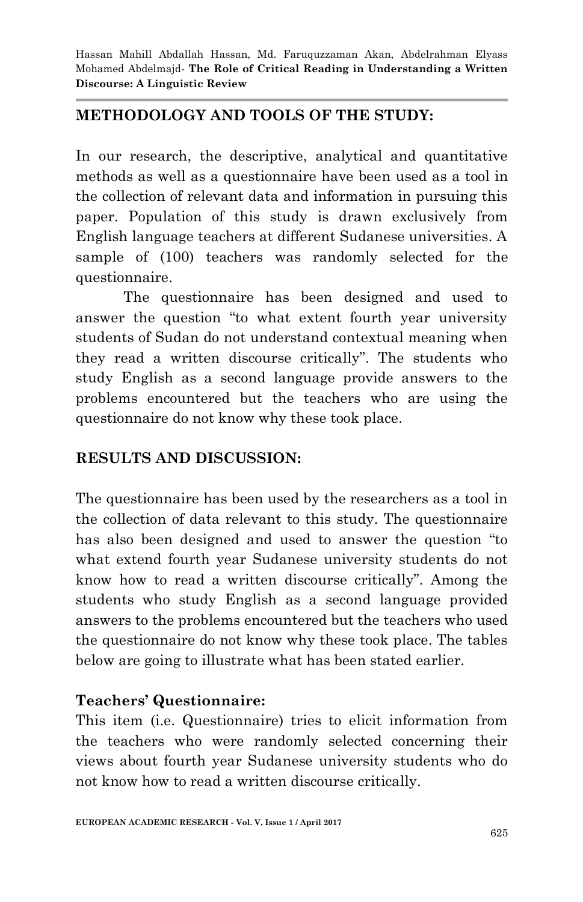## METHODOLOGY AND TOOLS OF THE STUDY:

In our research, the descriptive, analytical and quantitative methods as well as a questionnaire have been used as a tool in the collection of relevant data and information in pursuing this paper. Population of this study is drawn exclusively from English language teachers at different Sudanese universities. A sample of (100) teachers was randomly selected for the questionnaire.

The questionnaire has been designed and used to answer the question "to what extent fourth year university students of Sudan do not understand contextual meaning when they read a written discourse critically". The students who study English as a second language provide answers to the problems encountered but the teachers who are using the questionnaire do not know why these took place.

## RESULTS AND DISCUSSION:

The questionnaire has been used by the researchers as a tool in the collection of data relevant to this study. The questionnaire has also been designed and used to answer the question "to what extend fourth year Sudanese university students do not know how to read a written discourse critically". Among the students who study English as a second language provided answers to the problems encountered but the teachers who used the questionnaire do not know why these took place. The tables below are going to illustrate what has been stated earlier.

### Teachers' Questionnaire:

This item (i.e. Questionnaire) tries to elicit information from the teachers who were randomly selected concerning their views about fourth year Sudanese university students who do not know how to read a written discourse critically.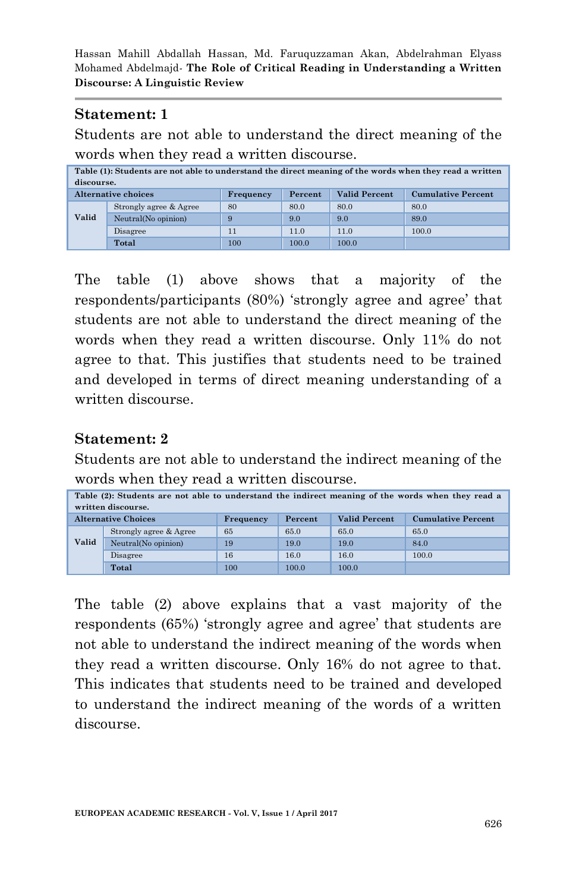### Statement: 1

Students are not able to understand the direct meaning of the words when they read a written discourse.

**Table (1): Students are not able to understand the direct meaning of the words when they read a written discourse.**

| Alternative choices | | Frequency | Percent | Valid Percent | Cumulative Percent |
|---|---|---|---|---|---|
| Valid | Strongly agree & Agree | 80 | 80.0 | 80.0 | 80.0 |
| | Neutral(No opinion) | 9 | 9.0 | 9.0 | 89.0 |
| | Disagree | 11 | 11.0 | 11.0 | 100.0 |
| | **Total** | 100 | 100.0 | 100.0 | |

The table (1) above shows that a majority of the respondents/participants (80%) 'strongly agree and agree' that students are not able to understand the direct meaning of the words when they read a written discourse. Only 11% do not agree to that. This justifies that students need to be trained and developed in terms of direct meaning understanding of a written discourse.

### Statement: 2

Students are not able to understand the indirect meaning of the words when they read a written discourse.

**Table (2): Students are not able to understand the indirect meaning of the words when they read a written discourse.**

| Alternative Choices | | Frequency | Percent | Valid Percent | Cumulative Percent |
|---|---|---|---|---|---|
| Valid | Strongly agree & Agree | 65 | 65.0 | 65.0 | 65.0 |
| | Neutral(No opinion) | 19 | 19.0 | 19.0 | 84.0 |
| | Disagree | 16 | 16.0 | 16.0 | 100.0 |
| | **Total** | 100 | 100.0 | 100.0 | |

The table (2) above explains that a vast majority of the respondents (65%) 'strongly agree and agree' that students are not able to understand the indirect meaning of the words when they read a written discourse. Only 16% do not agree to that. This indicates that students need to be trained and developed to understand the indirect meaning of the words of a written discourse.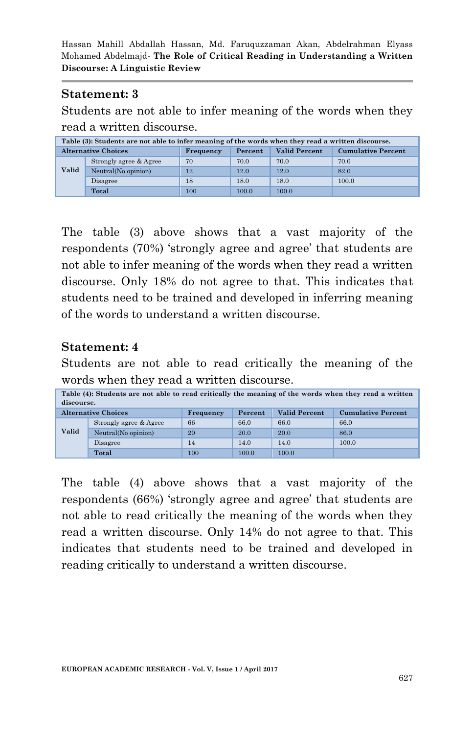### Statement: 3

Students are not able to infer meaning of the words when they read a written discourse.

**Table (3): Students are not able to infer meaning of the words when they read a written discourse.**

| Alternative Choices | | Frequency | Percent | Valid Percent | Cumulative Percent |
|---|---|---|---|---|---|
| Valid | Strongly agree & Agree | 70 | 70.0 | 70.0 | 70.0 |
| | Neutral(No opinion) | 12 | 12.0 | 12.0 | 82.0 |
| | Disagree | 18 | 18.0 | 18.0 | 100.0 |
| | **Total** | 100 | 100.0 | 100.0 | |

The table (3) above shows that a vast majority of the respondents (70%) 'strongly agree and agree' that students are not able to infer meaning of the words when they read a written discourse. Only 18% do not agree to that. This indicates that students need to be trained and developed in inferring meaning of the words to understand a written discourse.

### Statement: 4

Students are not able to read critically the meaning of the words when they read a written discourse.

**Table (4): Students are not able to read critically the meaning of the words when they read a written discourse.**

| Alternative Choices | | Frequency | Percent | Valid Percent | Cumulative Percent |
|---|---|---|---|---|---|
| Valid | Strongly agree & Agree | 66 | 66.0 | 66.0 | 66.0 |
| | Neutral(No opinion) | 20 | 20.0 | 20.0 | 86.0 |
| | Disagree | 14 | 14.0 | 14.0 | 100.0 |
| | **Total** | 100 | 100.0 | 100.0 | |

The table (4) above shows that a vast majority of the respondents (66%) 'strongly agree and agree' that students are not able to read critically the meaning of the words when they read a written discourse. Only 14% do not agree to that. This indicates that students need to be trained and developed in reading critically to understand a written discourse.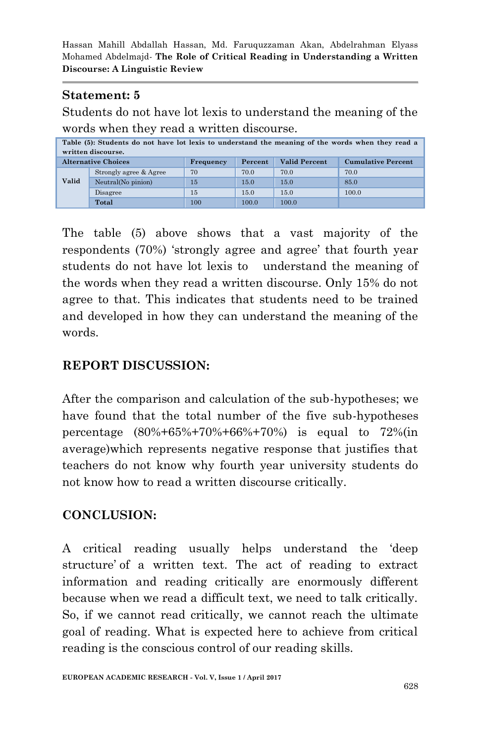## Statement: 5

Students do not have lot lexis to understand the meaning of the words when they read a written discourse.

**Table (5): Students do not have lot lexis to understand the meaning of the words when they read a written discourse.**

| Alternative Choices | | Frequency | Percent | Valid Percent | Cumulative Percent |
|---|---|---|---|---|---|
| Valid | Strongly agree & Agree | 70 | 70.0 | 70.0 | 70.0 |
| | Neutral(No pinion) | 15 | 15.0 | 15.0 | 85.0 |
| | Disagree | 15 | 15.0 | 15.0 | 100.0 |
| | **Total** | 100 | 100.0 | 100.0 | |

The table (5) above shows that a vast majority of the respondents (70%) 'strongly agree and agree' that fourth year students do not have lot lexis to understand the meaning of the words when they read a written discourse. Only 15% do not agree to that. This indicates that students need to be trained and developed in how they can understand the meaning of the words.

## REPORT DISCUSSION:

After the comparison and calculation of the sub-hypotheses; we have found that the total number of the five sub-hypotheses percentage (80%+65%+70%+66%+70%) is equal to 72%(in average)which represents negative response that justifies that teachers do not know why fourth year university students do not know how to read a written discourse critically.

## CONCLUSION:

A critical reading usually helps understand the 'deep structure' of a written text. The act of reading to extract information and reading critically are enormously different because when we read a difficult text, we need to talk critically. So, if we cannot read critically, we cannot reach the ultimate goal of reading. What is expected here to achieve from critical reading is the conscious control of our reading skills.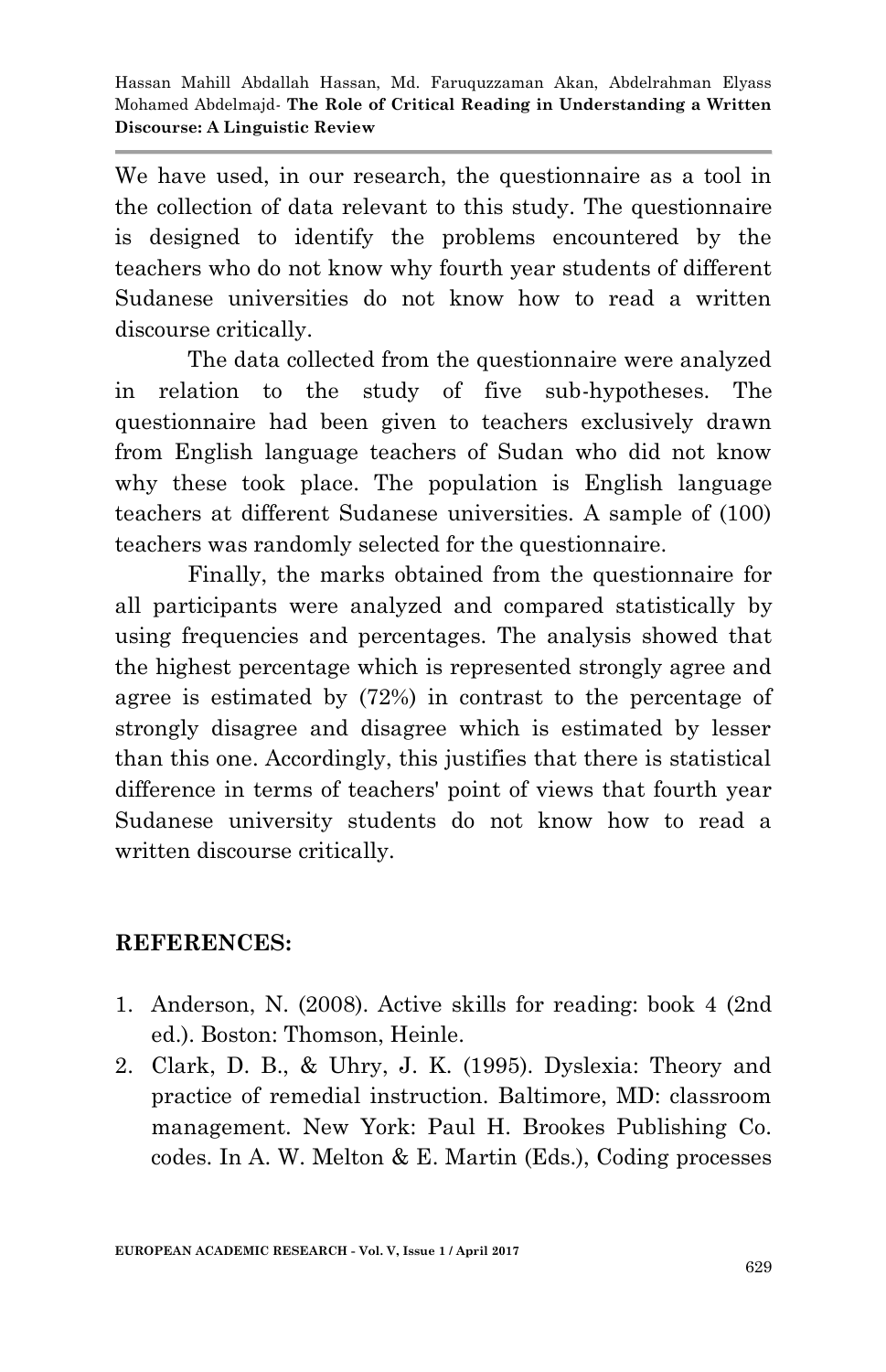We have used, in our research, the questionnaire as a tool in the collection of data relevant to this study. The questionnaire is designed to identify the problems encountered by the teachers who do not know why fourth year students of different Sudanese universities do not know how to read a written discourse critically.

The data collected from the questionnaire were analyzed in relation to the study of five sub-hypotheses. The questionnaire had been given to teachers exclusively drawn from English language teachers of Sudan who did not know why these took place. The population is English language teachers at different Sudanese universities. A sample of (100) teachers was randomly selected for the questionnaire.

Finally, the marks obtained from the questionnaire for all participants were analyzed and compared statistically by using frequencies and percentages. The analysis showed that the highest percentage which is represented strongly agree and agree is estimated by (72%) in contrast to the percentage of strongly disagree and disagree which is estimated by lesser than this one. Accordingly, this justifies that there is statistical difference in terms of teachers' point of views that fourth year Sudanese university students do not know how to read a written discourse critically.

## REFERENCES:

1. Anderson, N. (2008). Active skills for reading: book 4 (2nd ed.). Boston: Thomson, Heinle.
2. Clark, D. B., & Uhry, J. K. (1995). Dyslexia: Theory and practice of remedial instruction. Baltimore, MD: classroom management. New York: Paul H. Brookes Publishing Co. codes. In A. W. Melton & E. Martin (Eds.), Coding processes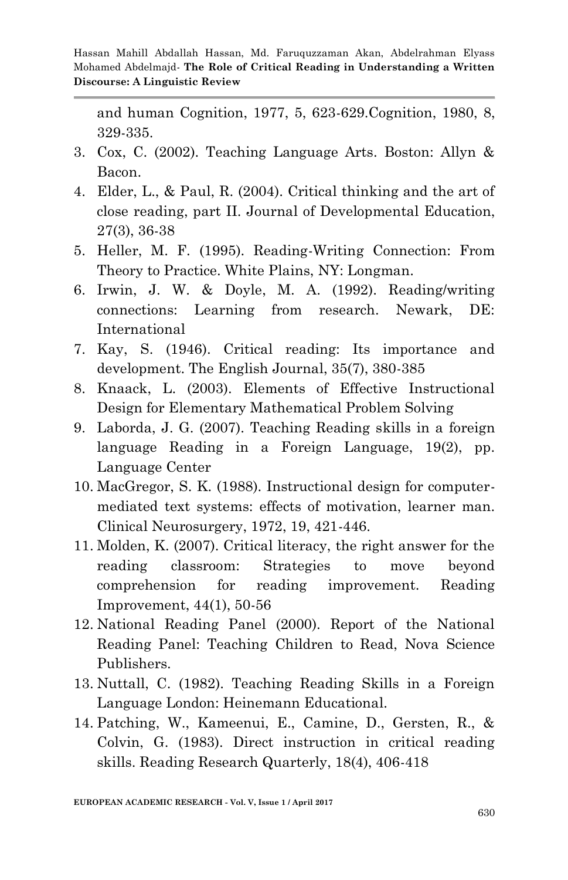and human Cognition, 1977, 5, 623-629.Cognition, 1980, 8, 329-335.

3. Cox, C. (2002). Teaching Language Arts. Boston: Allyn & Bacon.
4. Elder, L., & Paul, R. (2004). Critical thinking and the art of close reading, part II. Journal of Developmental Education, 27(3), 36-38
5. Heller, M. F. (1995). Reading-Writing Connection: From Theory to Practice. White Plains, NY: Longman.
6. Irwin, J. W. & Doyle, M. A. (1992). Reading/writing connections: Learning from research. Newark, DE: International
7. Kay, S. (1946). Critical reading: Its importance and development. The English Journal, 35(7), 380-385
8. Knaack, L. (2003). Elements of Effective Instructional Design for Elementary Mathematical Problem Solving
9. Laborda, J. G. (2007). Teaching Reading skills in a foreign language Reading in a Foreign Language, 19(2), pp. Language Center
10. MacGregor, S. K. (1988). Instructional design for computer-mediated text systems: effects of motivation, learner man. Clinical Neurosurgery, 1972, 19, 421-446.
11. Molden, K. (2007). Critical literacy, the right answer for the reading classroom: Strategies to move beyond comprehension for reading improvement. Reading Improvement, 44(1), 50-56
12. National Reading Panel (2000). Report of the National Reading Panel: Teaching Children to Read, Nova Science Publishers.
13. Nuttall, C. (1982). Teaching Reading Skills in a Foreign Language London: Heinemann Educational.
14. Patching, W., Kameenui, E., Camine, D., Gersten, R., & Colvin, G. (1983). Direct instruction in critical reading skills. Reading Research Quarterly, 18(4), 406-418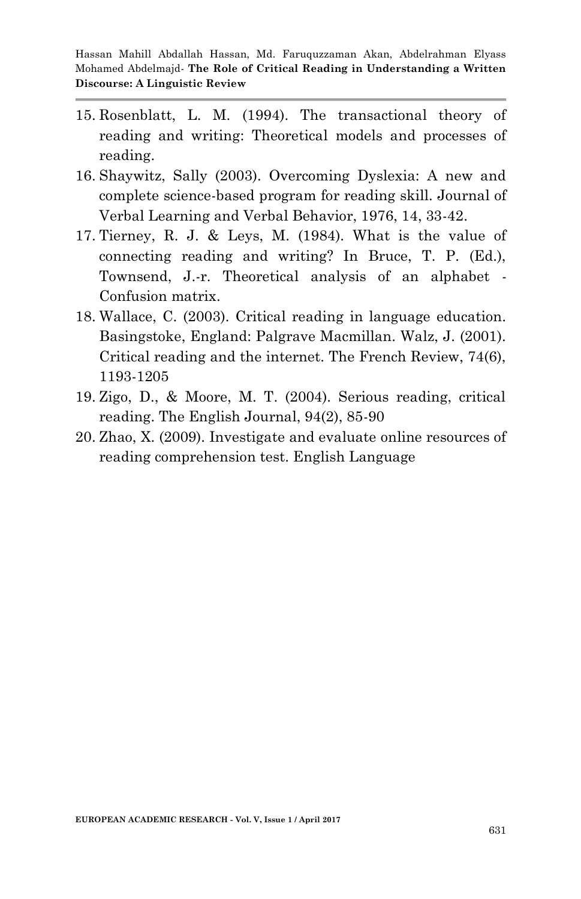15. Rosenblatt, L. M. (1994). The transactional theory of reading and writing: Theoretical models and processes of reading.
16. Shaywitz, Sally (2003). Overcoming Dyslexia: A new and complete science-based program for reading skill. Journal of Verbal Learning and Verbal Behavior, 1976, 14, 33-42.
17. Tierney, R. J. & Leys, M. (1984). What is the value of connecting reading and writing? In Bruce, T. P. (Ed.), Townsend, J.-r. Theoretical analysis of an alphabet - Confusion matrix.
18. Wallace, C. (2003). Critical reading in language education. Basingstoke, England: Palgrave Macmillan. Walz, J. (2001). Critical reading and the internet. The French Review, 74(6), 1193-1205
19. Zigo, D., & Moore, M. T. (2004). Serious reading, critical reading. The English Journal, 94(2), 85-90
20. Zhao, X. (2009). Investigate and evaluate online resources of reading comprehension test. English Language